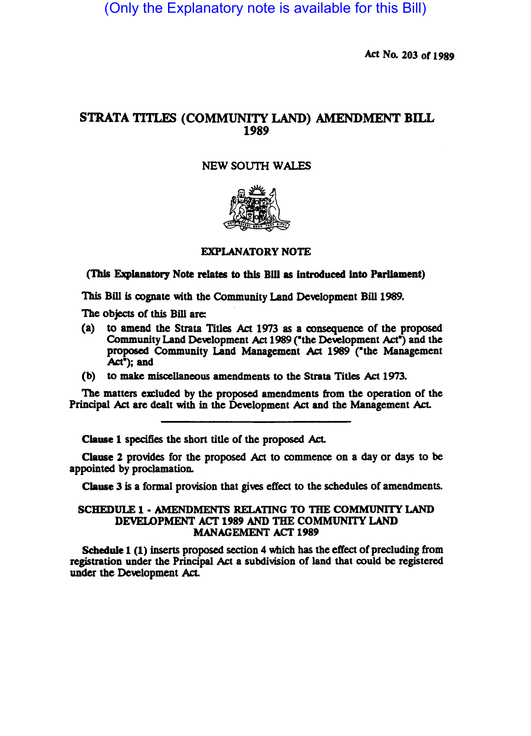(Only the Explanatory note is available for this Bill)

Act No. 203 of 1989

# STRATA TITLES (COMMUNITY LAND) AMENDMENT BILL 1989

NEW SOUTH WALES

## EXPLANATORY NOTE

**(This Explanatory Note relates to this Bill as introduced into Parliament)**

This Bill is cognate with the Community Land Development Bill 1989.

The objects of this Bill are:

(a) to amend the Strata Titles Act 1973 as a consequence of the proposed Community Land Development Act 1989 ("the Development Act") and the proposed Community Land Management Act 1989 ("the Management Act"); and

(b) to make miscellaneous amendments to the Strata Titles Act 1973.

The matters excluded by the proposed amendments from the operation of the Principal Act are dealt with in the Development Act and the Management Act.

---

**Clause 1** specifies the short title of the proposed Act.

**Clause 2** provides for the proposed Act to commence on a day or days to be appointed by proclamation.

**Clause 3** is a formal provision that gives effect to the schedules of amendments.

### SCHEDULE 1 - AMENDMENTS RELATING TO THE COMMUNITY LAND DEVELOPMENT ACT 1989 AND THE COMMUNITY LAND MANAGEMENT ACT 1989

**Schedule 1 (1)** inserts proposed section 4 which has the effect of precluding from registration under the Principal Act a subdivision of land that could be registered under the Development Act.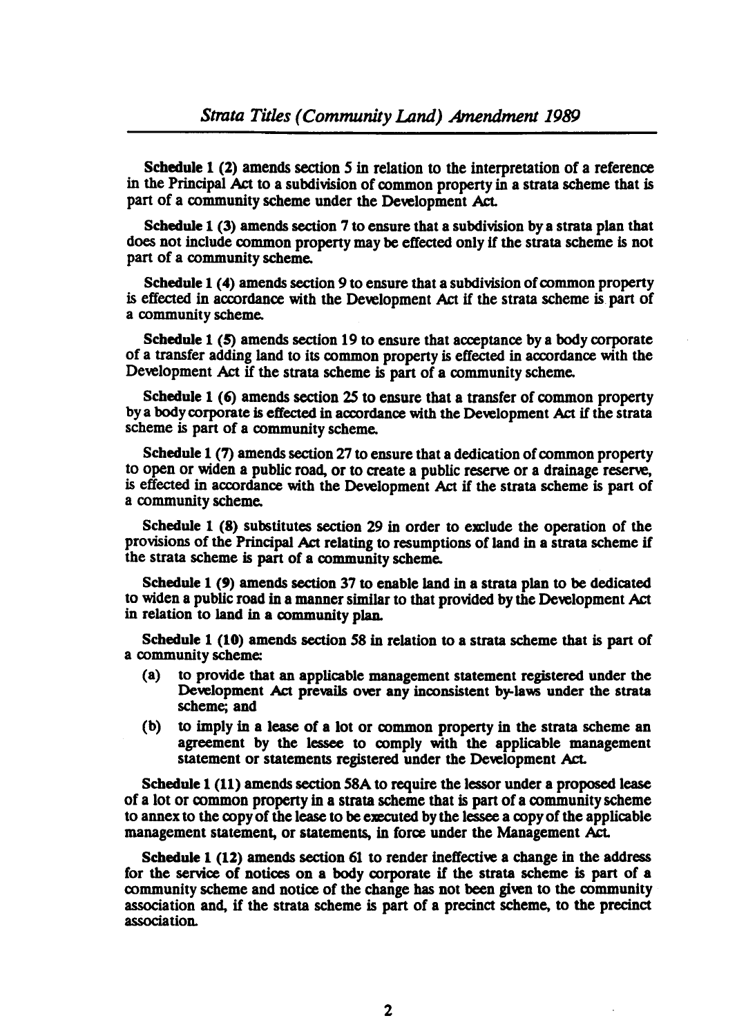**Schedule 1 (2)** amends section 5 in relation to the interpretation of a reference in the Principal Act to a subdivision of common property in a strata scheme that is part of a community scheme under the Development Act.

**Schedule 1 (3)** amends section 7 to ensure that a subdivision by a strata plan that does not include common property may be effected only if the strata scheme is not part of a community scheme.

**Schedule 1 (4)** amends section 9 to ensure that a subdivision of common property is effected in accordance with the Development Act if the strata scheme is part of a community scheme.

**Schedule 1 (5)** amends section 19 to ensure that acceptance by a body corporate of a transfer adding land to its common property is effected in accordance with the Development Act if the strata scheme is part of a community scheme.

**Schedule 1 (6)** amends section 25 to ensure that a transfer of common property by a body corporate is effected in accordance with the Development Act if the strata scheme is part of a community scheme.

**Schedule 1 (7)** amends section 27 to ensure that a dedication of common property to open or widen a public road, or to create a public reserve or a drainage reserve, is effected in accordance with the Development Act if the strata scheme is part of a community scheme.

**Schedule 1 (8)** substitutes section 29 in order to exclude the operation of the provisions of the Principal Act relating to resumptions of land in a strata scheme if the strata scheme is part of a community scheme.

**Schedule 1 (9)** amends section 37 to enable land in a strata plan to be dedicated to widen a public road in a manner similar to that provided by the Development Act in relation to land in a community plan.

**Schedule 1 (10)** amends section 58 in relation to a strata scheme that is part of a community scheme:

- (a) to provide that an applicable management statement registered under the Development Act prevails over any inconsistent by-laws under the strata scheme; and
- (b) to imply in a lease of a lot or common property in the strata scheme an agreement by the lessee to comply with the applicable management statement or statements registered under the Development Act.

**Schedule 1 (11)** amends section 58A to require the lessor under a proposed lease of a lot or common property in a strata scheme that is part of a community scheme to annex to the copy of the lease to be executed by the lessee a copy of the applicable management statement, or statements, in force under the Management Act.

**Schedule 1 (12)** amends section 61 to render ineffective a change in the address for the service of notices on a body corporate if the strata scheme is part of a community scheme and notice of the change has not been given to the community association and, if the strata scheme is part of a precinct scheme, to the precinct association.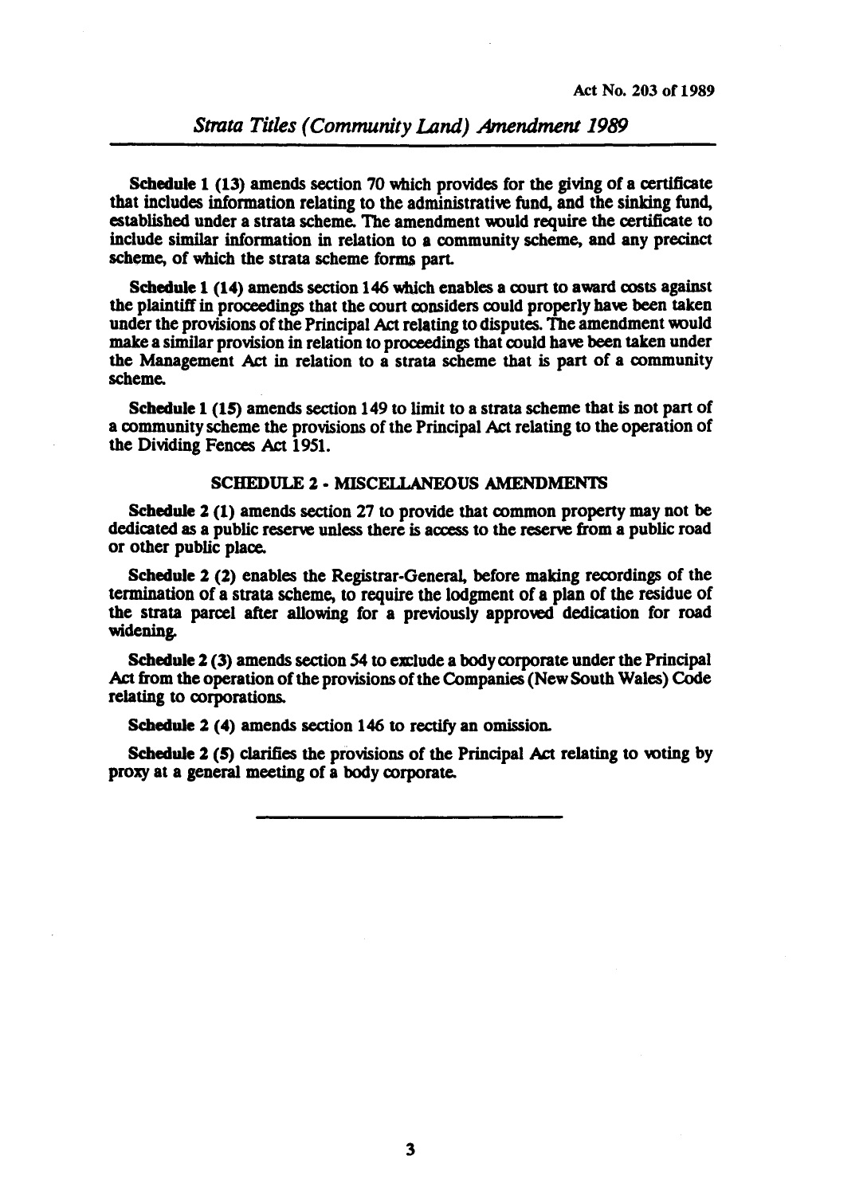**Schedule 1 (13)** amends section 70 which provides for the giving of a certificate that includes information relating to the administrative fund, and the sinking fund, established under a strata scheme. The amendment would require the certificate to include similar information in relation to a community scheme, and any precinct scheme, of which the strata scheme forms part.

**Schedule 1 (14)** amends section 146 which enables a court to award costs against the plaintiff in proceedings that the court considers could properly have been taken under the provisions of the Principal Act relating to disputes. The amendment would make a similar provision in relation to proceedings that could have been taken under the Management Act in relation to a strata scheme that is part of a community scheme.

**Schedule 1 (15)** amends section 149 to limit to a strata scheme that is not part of a community scheme the provisions of the Principal Act relating to the operation of the Dividing Fences Act 1951.

## SCHEDULE 2 - MISCELLANEOUS AMENDMENTS

**Schedule 2 (1)** amends section 27 to provide that common property may not be dedicated as a public reserve unless there is access to the reserve from a public road or other public place.

**Schedule 2 (2)** enables the Registrar-General, before making recordings of the termination of a strata scheme, to require the lodgment of a plan of the residue of the strata parcel after allowing for a previously approved dedication for road widening.

**Schedule 2 (3)** amends section 54 to exclude a body corporate under the Principal Act from the operation of the provisions of the Companies (New South Wales) Code relating to corporations.

**Schedule 2 (4)** amends section 146 to rectify an omission.

**Schedule 2 (5)** clarifies the provisions of the Principal Act relating to voting by proxy at a general meeting of a body corporate.